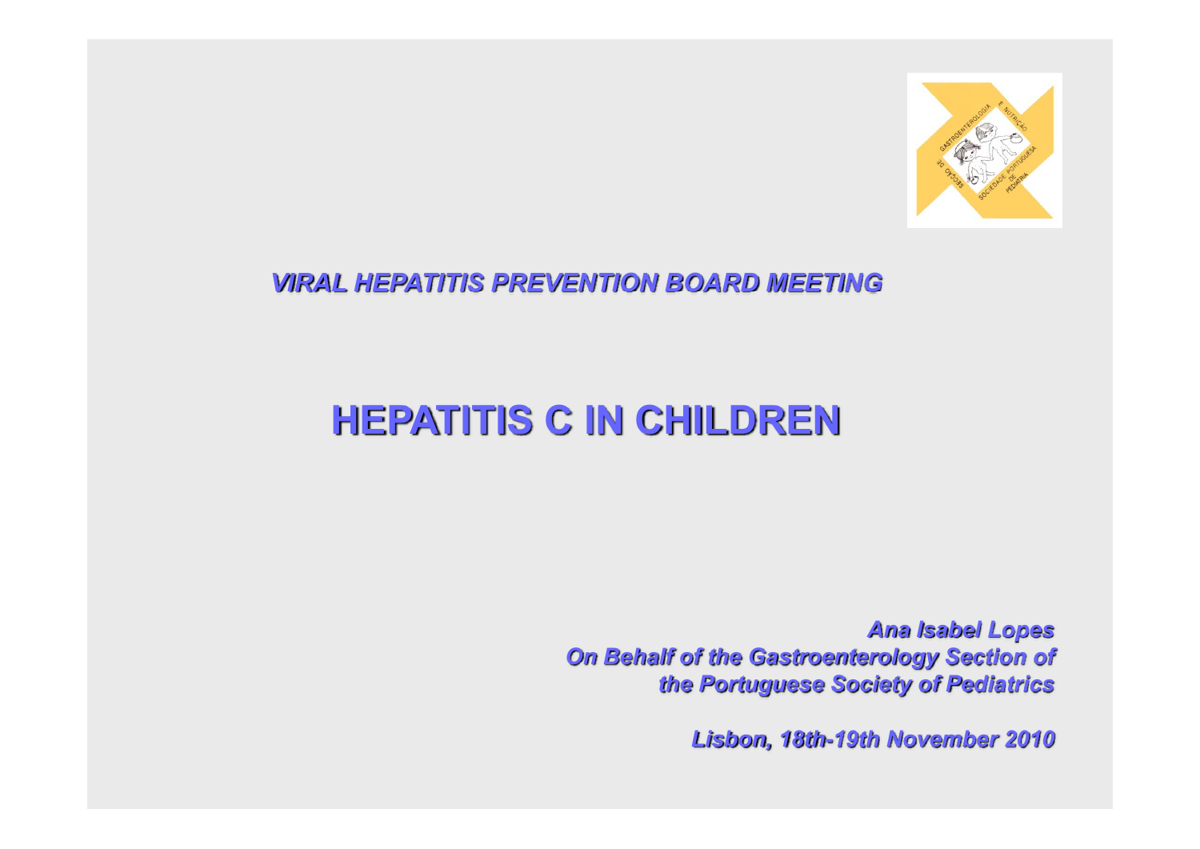*VIRAL HEPATITIS PREVENTION BOARD MEETING*

# HEPATITIS C IN CHILDREN

***Ana Isabel Lopes***
***On Behalf of the Gastroenterology Section of the Portuguese Society of Pediatrics***

***Lisbon, 18th-19th November 2010***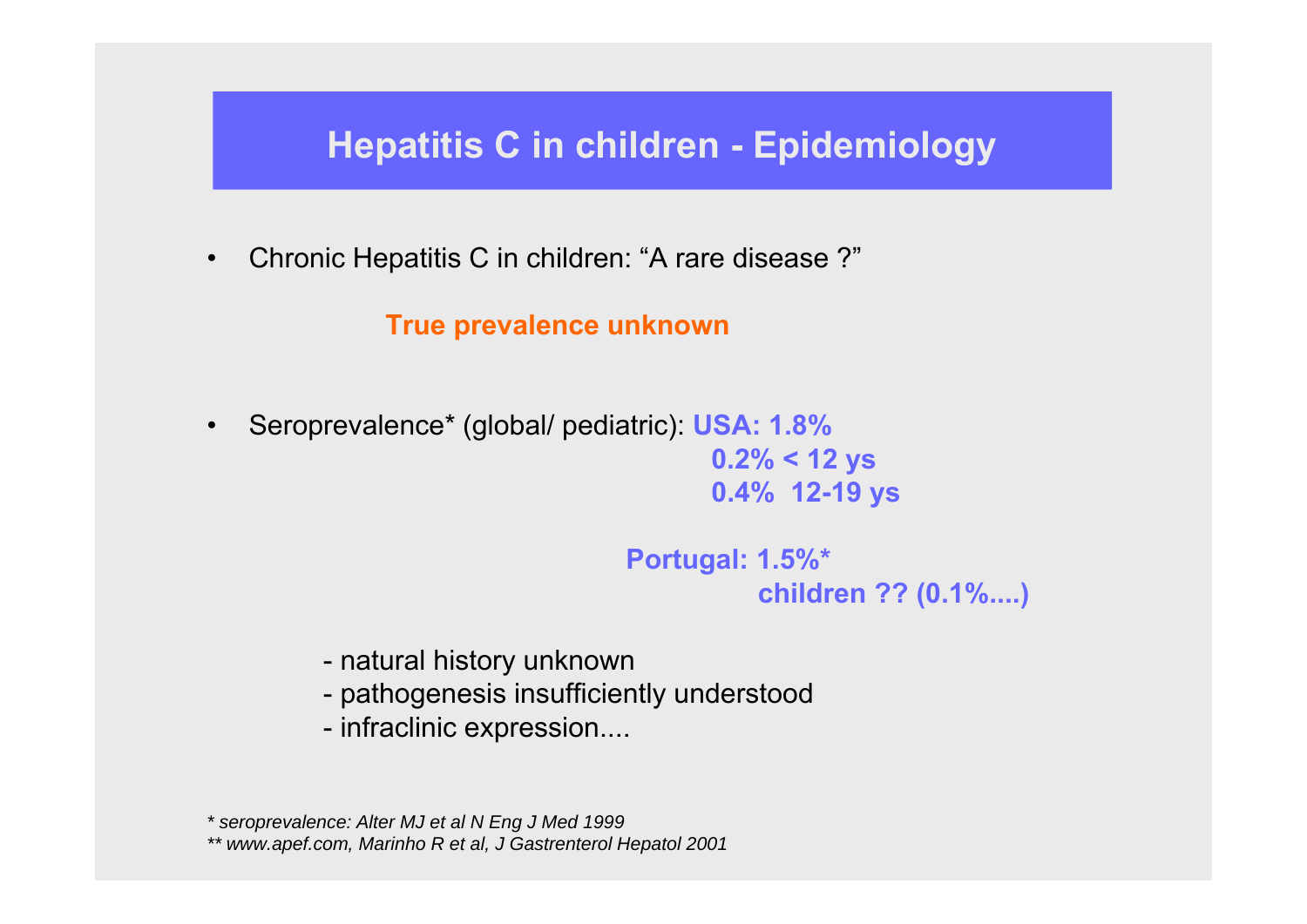# Hepatitis C in children - Epidemiology

- Chronic Hepatitis C in children: "A rare disease ?"

  **True prevalence unknown**

- Seroprevalence* (global/ pediatric): **USA: 1.8%**
  **0.2% < 12 ys**
  **0.4% 12-19 ys**

  **Portugal: 1.5%***
  **children ?? (0.1%....)**

  - natural history unknown
  - pathogenesis insufficiently understood
  - infraclinic expression....

*\* seroprevalence: Alter MJ et al N Eng J Med 1999*
*\*\* www.apef.com, Marinho R et al, J Gastrenterol Hepatol 2001*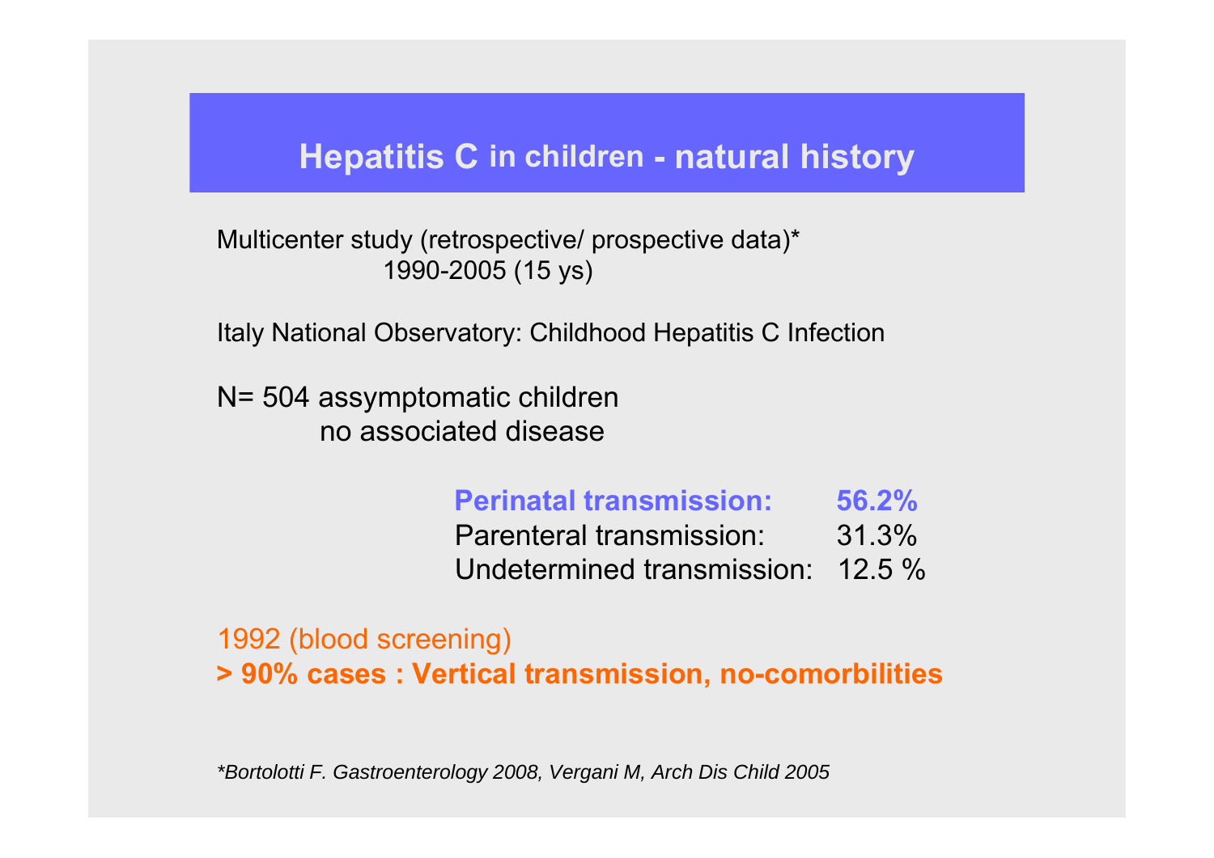# Hepatitis C in children - natural history

Multicenter study (retrospective/ prospective data)*
1990-2005 (15 ys)

Italy National Observatory: Childhood Hepatitis C Infection

N= 504 assymptomatic children
no associated disease

| | |
|---|---|
| **Perinatal transmission:** | **56.2%** |
| Parenteral transmission: | 31.3% |
| Undetermined transmission: | 12.5 % |

1992 (blood screening)
**> 90% cases : Vertical transmission, no-comorbilities**

*\*Bortolotti F. Gastroenterology 2008, Vergani M, Arch Dis Child 2005*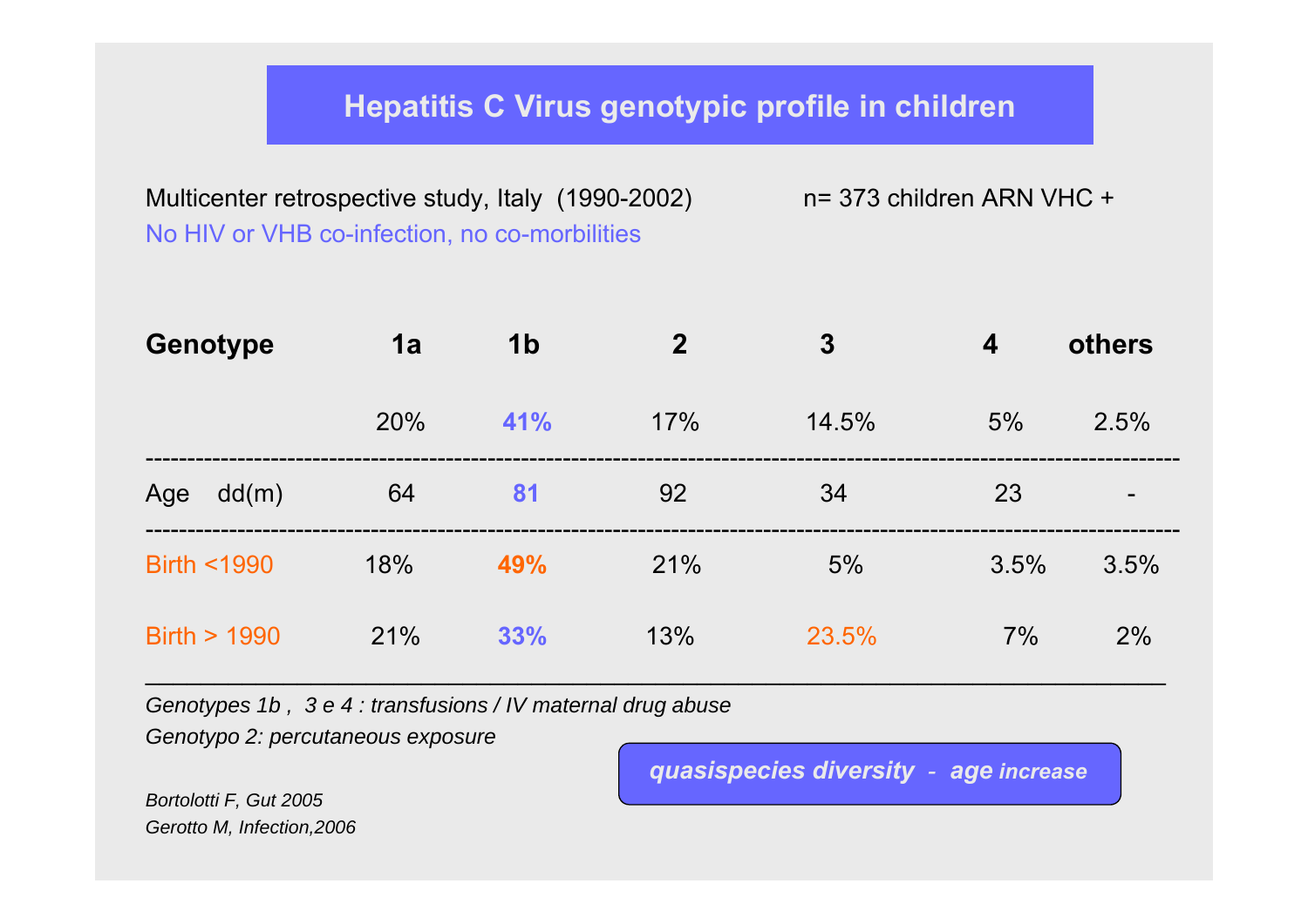# Hepatitis C Virus genotypic profile in children

Multicenter retrospective study, Italy (1990-2002) n= 373 children ARN VHC +

No HIV or VHB co-infection, no co-morbilities

| Genotype | 1a | 1b | 2 | 3 | 4 | others |
|---|---|---|---|---|---|---|
| | 20% | **41%** | 17% | 14.5% | 5% | 2.5% |
| Age dd(m) | 64 | **81** | 92 | 34 | 23 | - |
| Birth <1990 | 18% | **49%** | 21% | 5% | 3.5% | 3.5% |
| Birth > 1990 | 21% | **33%** | 13% | 23.5% | 7% | 2% |

*Genotypes 1b , 3 e 4 : transfusions / IV maternal drug abuse*

*Genotypo 2: percutaneous exposure*

***quasispecies diversity - age increase***

*Bortolotti F, Gut 2005*

*Gerotto M, Infection,2006*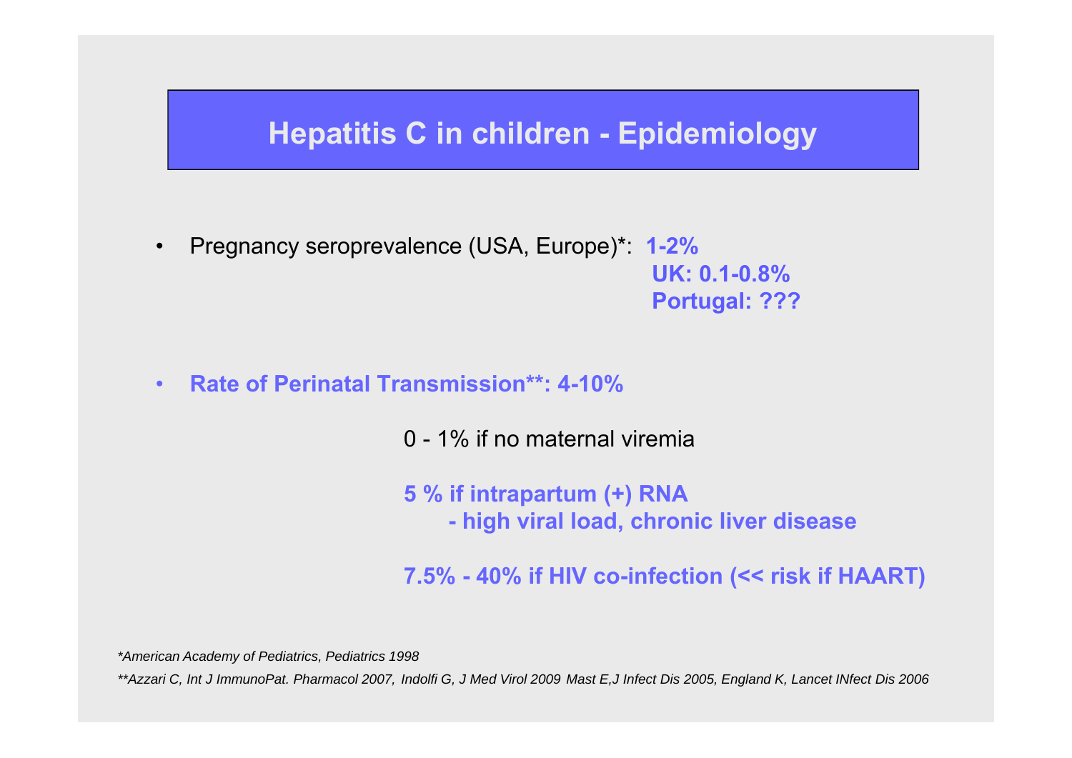# Hepatitis C in children - Epidemiology

- Pregnancy seroprevalence (USA, Europe)*: **1-2%**
  **UK: 0.1-0.8%**
  **Portugal: ???**

- **Rate of Perinatal Transmission**: 4-10%**

  0 - 1% if no maternal viremia

  **5 % if intrapartum (+) RNA**
  **- high viral load, chronic liver disease**

  **7.5% - 40% if HIV co-infection (<< risk if HAART)**

*\*American Academy of Pediatrics, Pediatrics 1998*

*\*\*Azzari C, Int J ImmunoPat. Pharmacol 2007, Indolfi G, J Med Virol 2009 Mast E,J Infect Dis 2005, England K, Lancet INfect Dis 2006*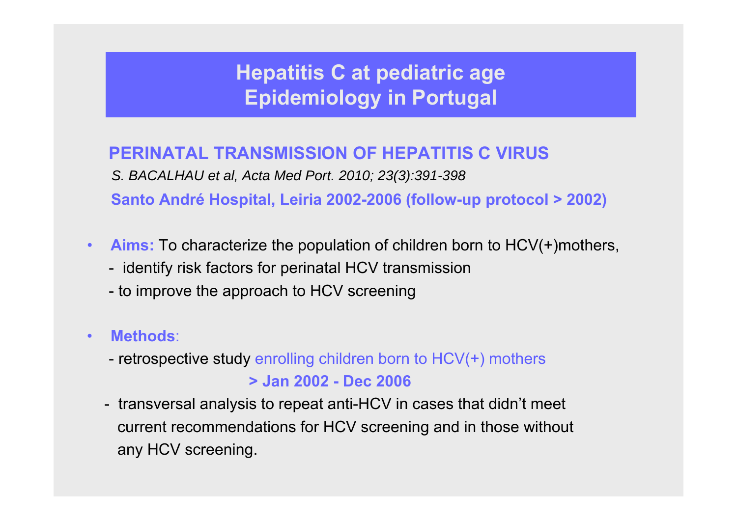# Hepatitis C at pediatric age
# Epidemiology in Portugal

## PERINATAL TRANSMISSION OF HEPATITIS C VIRUS

*S. BACALHAU et al, Acta Med Port. 2010; 23(3):391-398*

**Santo André Hospital, Leiria 2002-2006 (follow-up protocol > 2002)**

- **Aims:** To characterize the population of children born to HCV(+)mothers,
  - identify risk factors for perinatal HCV transmission
  - to improve the approach to HCV screening

- **Methods**:
  - retrospective study enrolling children born to HCV(+) mothers **> Jan 2002 - Dec 2006**
  - transversal analysis to repeat anti-HCV in cases that didn't meet current recommendations for HCV screening and in those without any HCV screening.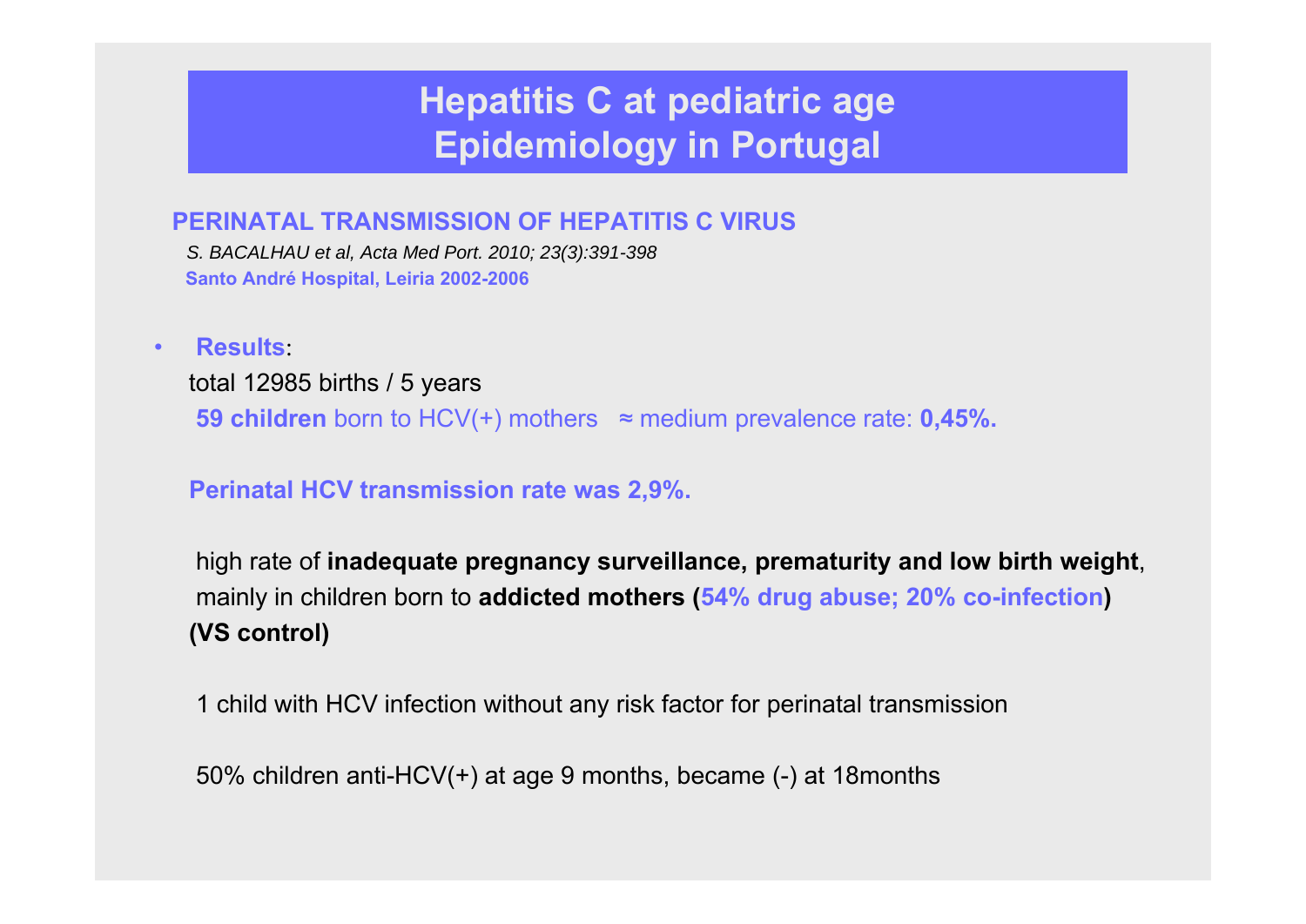# Hepatitis C at pediatric age
# Epidemiology in Portugal

**PERINATAL TRANSMISSION OF HEPATITIS C VIRUS**

*S. BACALHAU et al, Acta Med Port. 2010; 23(3):391-398*

**Santo André Hospital, Leiria 2002-2006**

- **Results**:

  total 12985 births / 5 years

  **59 children** born to HCV(+) mothers ≈ medium prevalence rate: **0,45%.**

  **Perinatal HCV transmission rate was 2,9%.**

  high rate of **inadequate pregnancy surveillance, prematurity and low birth weight**, mainly in children born to **addicted mothers (54% drug abuse; 20% co-infection) (VS control)**

  1 child with HCV infection without any risk factor for perinatal transmission

  50% children anti-HCV(+) at age 9 months, became (-) at 18months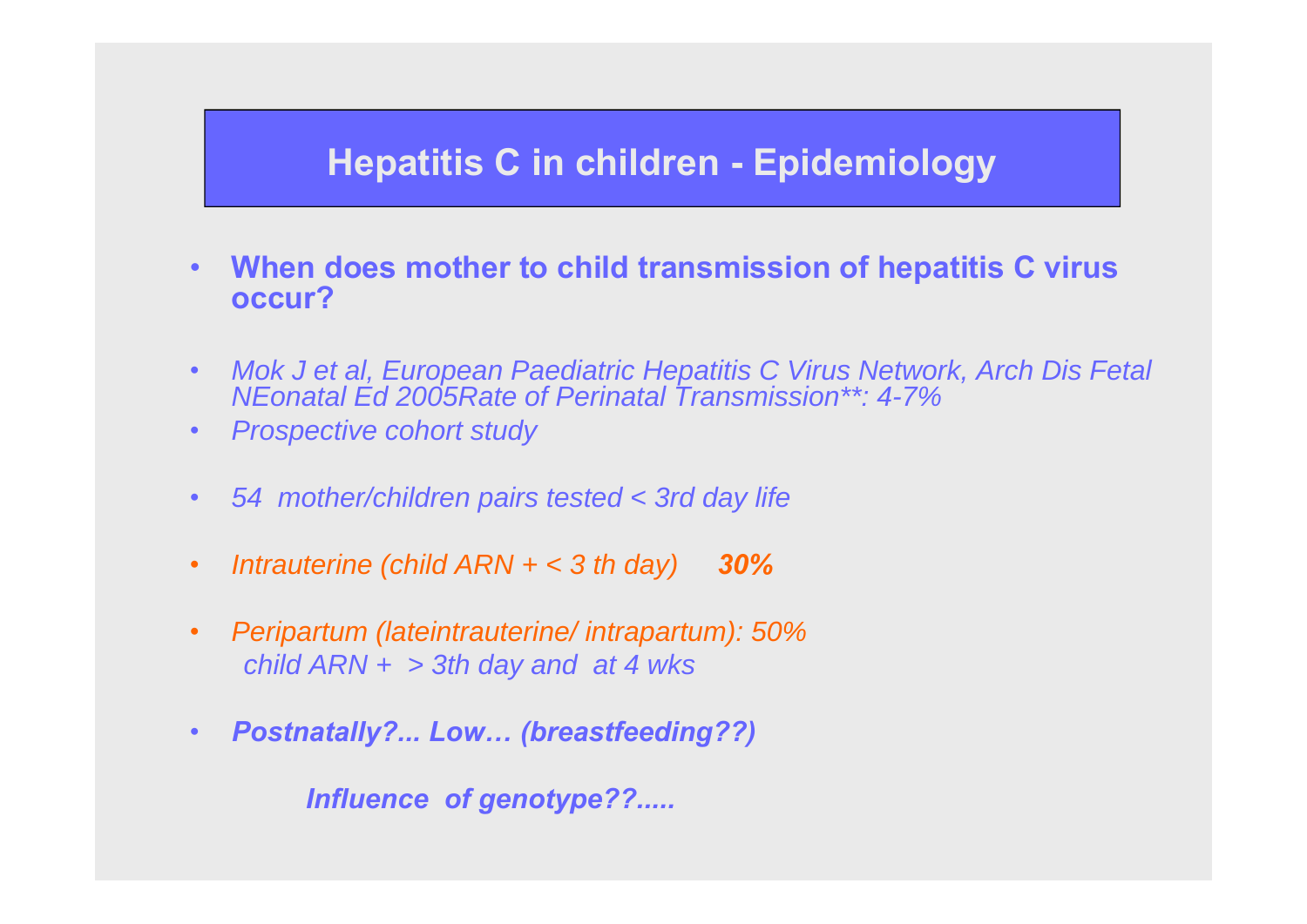# Hepatitis C in children - Epidemiology

- **When does mother to child transmission of hepatitis C virus occur?**

- *Mok J et al, European Paediatric Hepatitis C Virus Network, Arch Dis Fetal NEonatal Ed 2005Rate of Perinatal Transmission**: 4-7%*
- *Prospective cohort study*

- *54 mother/children pairs tested < 3rd day life*

- *Intrauterine (child ARN + < 3 th day)* ***30%***

- *Peripartum (lateintrauterine/ intrapartum): 50%*
  *child ARN + > 3th day and at 4 wks*

- ***Postnatally?... Low… (breastfeeding??)***

  ***Influence of genotype??.....***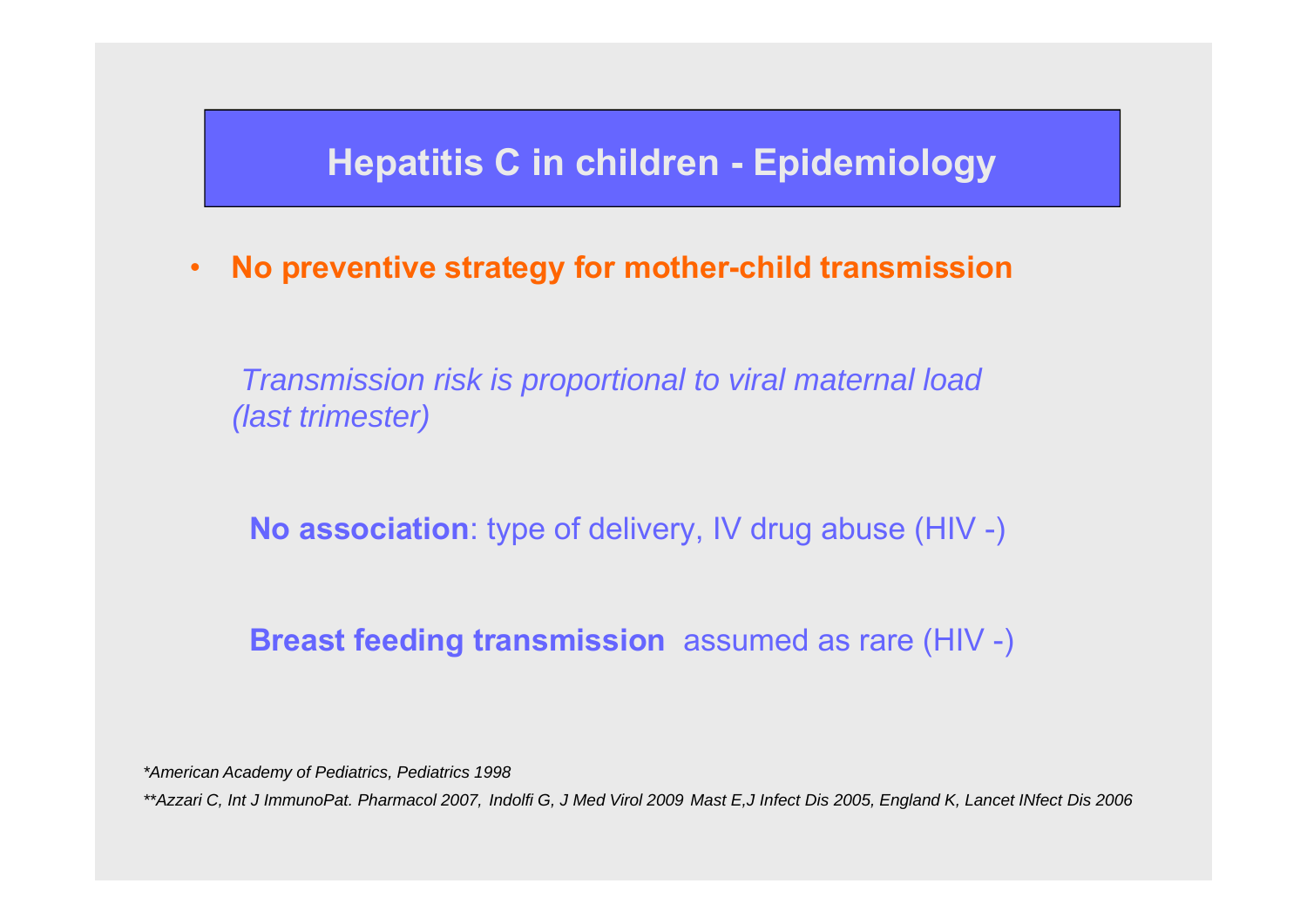# Hepatitis C in children - Epidemiology

- **No preventive strategy for mother-child transmission**

*Transmission risk is proportional to viral maternal load (last trimester)*

**No association**: type of delivery, IV drug abuse (HIV -)

**Breast feeding transmission** assumed as rare (HIV -)

*\*American Academy of Pediatrics, Pediatrics 1998*

*\*\*Azzari C, Int J ImmunoPat. Pharmacol 2007, Indolfi G, J Med Virol 2009 Mast E,J Infect Dis 2005, England K, Lancet INfect Dis 2006*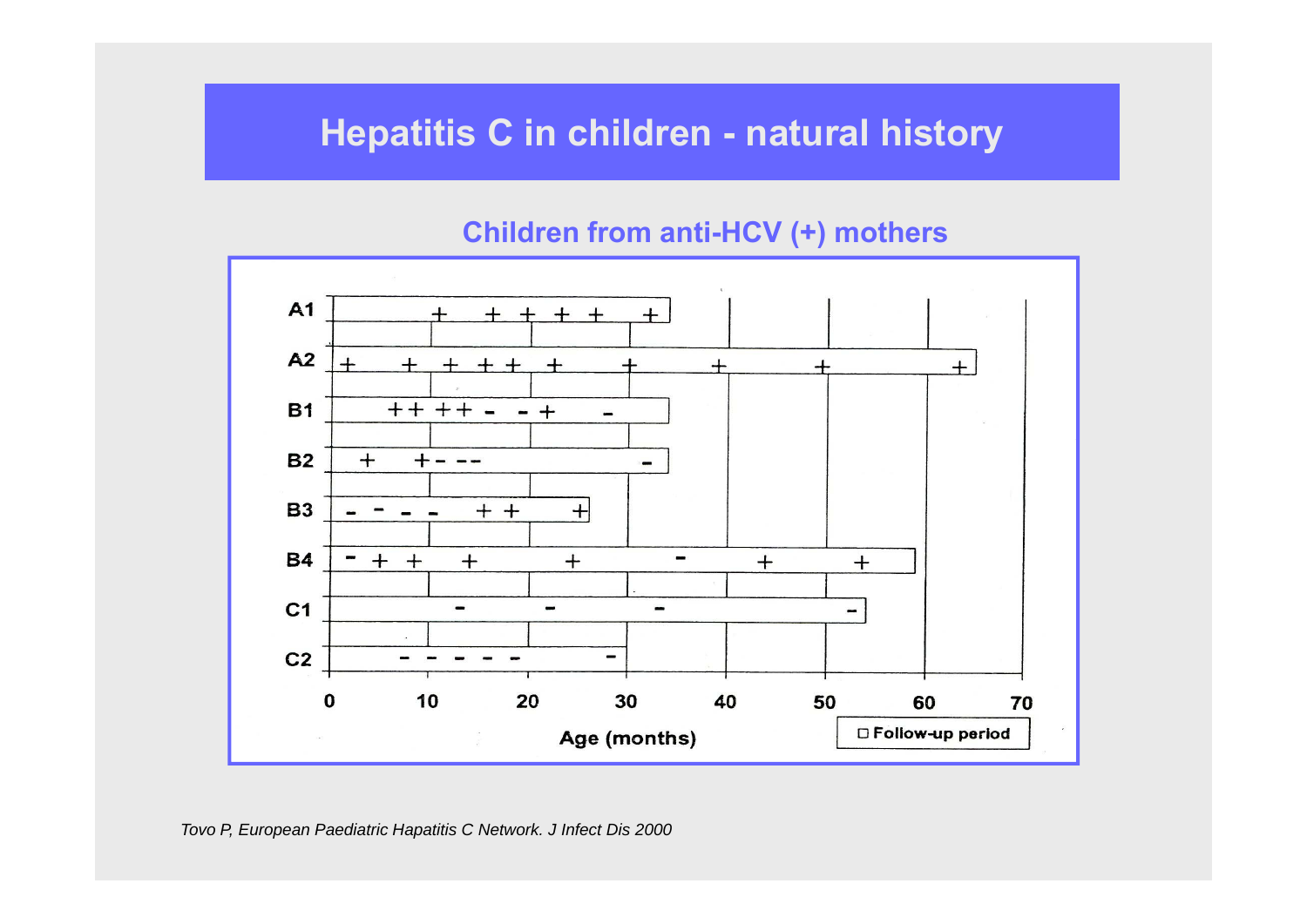# Hepatitis C in children - natural history

## Children from anti-HCV (+) mothers

*Tovo P, European Paediatric Hapatitis C Network. J Infect Dis 2000*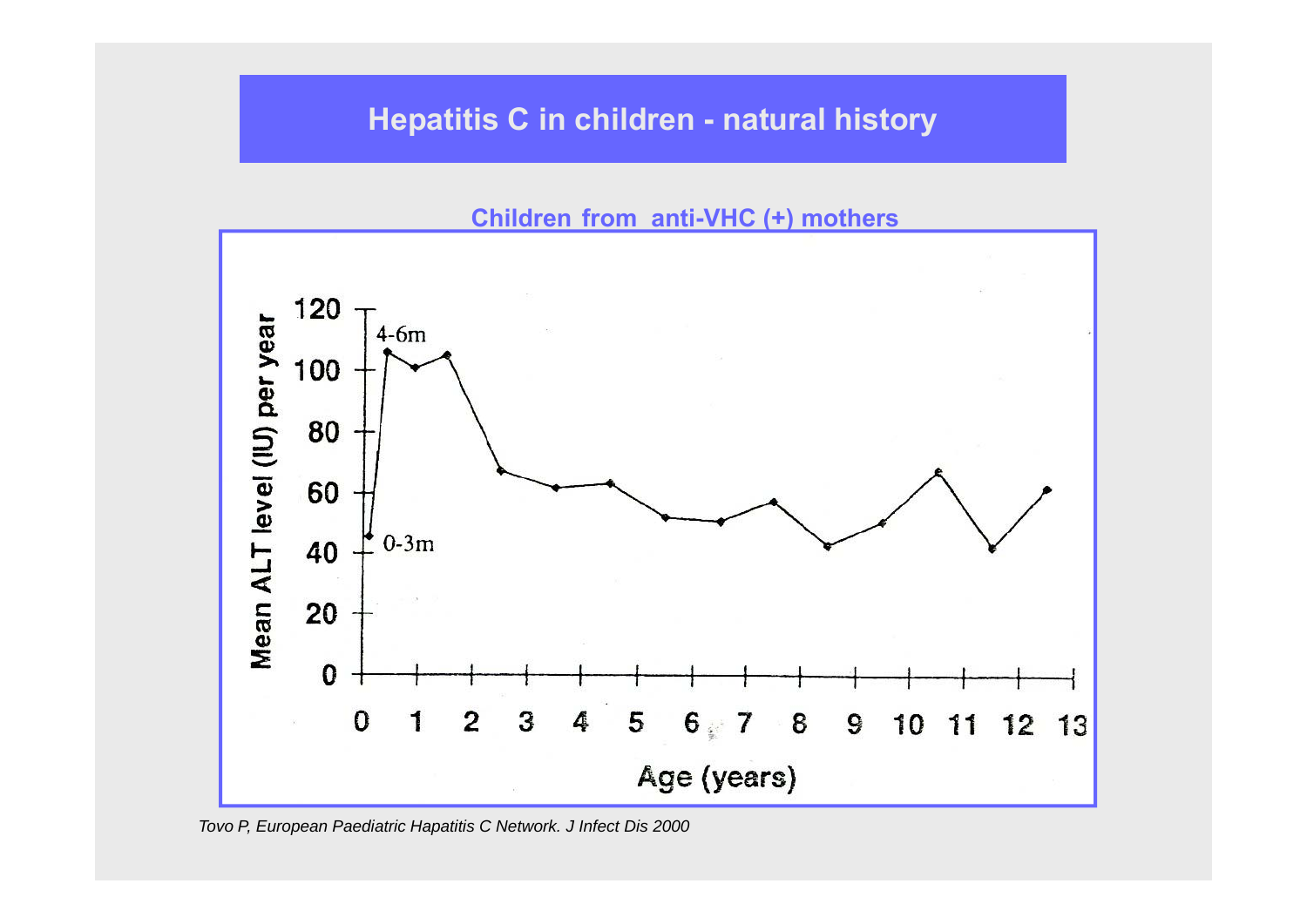# Hepatitis C in children - natural history

**Children from anti-VHC (+) mothers**

Mean ALT level (IU) per year

120
100
80
60
40
20
0

4-6m

0-3m

0 1 2 3 4 5 6 7 8 9 10 11 12 13

Age (years)

*Tovo P, European Paediatric Hapatitis C Network. J Infect Dis 2000*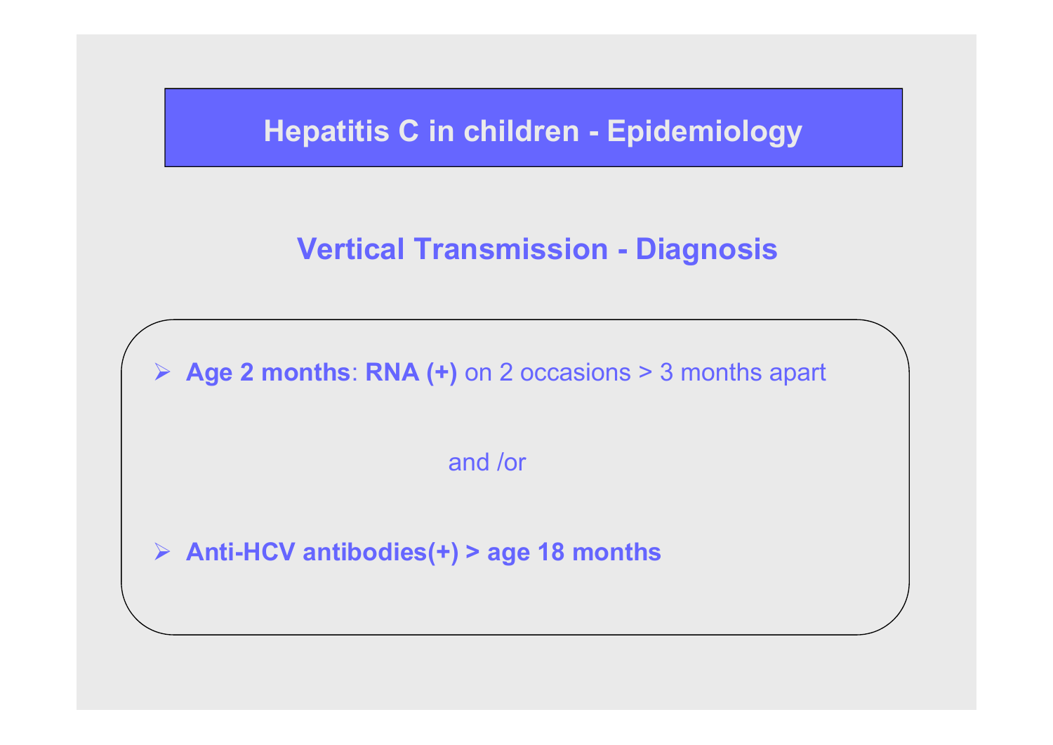# Hepatitis C in children - Epidemiology

## Vertical Transmission - Diagnosis

- **Age 2 months**: **RNA (+)** on 2 occasions > 3 months apart

and /or

- **Anti-HCV antibodies(+) > age 18 months**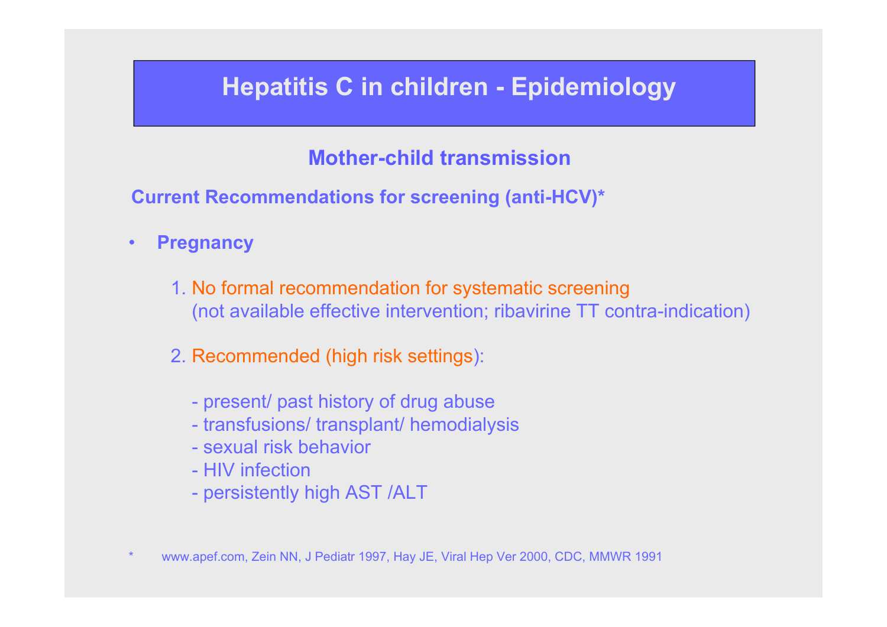# Hepatitis C in children - Epidemiology

## Mother-child transmission

**Current Recommendations for screening (anti-HCV)***

- **Pregnancy**

  1. No formal recommendation for systematic screening
     (not available effective intervention; ribavirine TT contra-indication)

  2. Recommended (high risk settings):

     - present/ past history of drug abuse
     - transfusions/ transplant/ hemodialysis
     - sexual risk behavior
     - HIV infection
     - persistently high AST /ALT

* www.apef.com, Zein NN, J Pediatr 1997, Hay JE, Viral Hep Ver 2000, CDC, MMWR 1991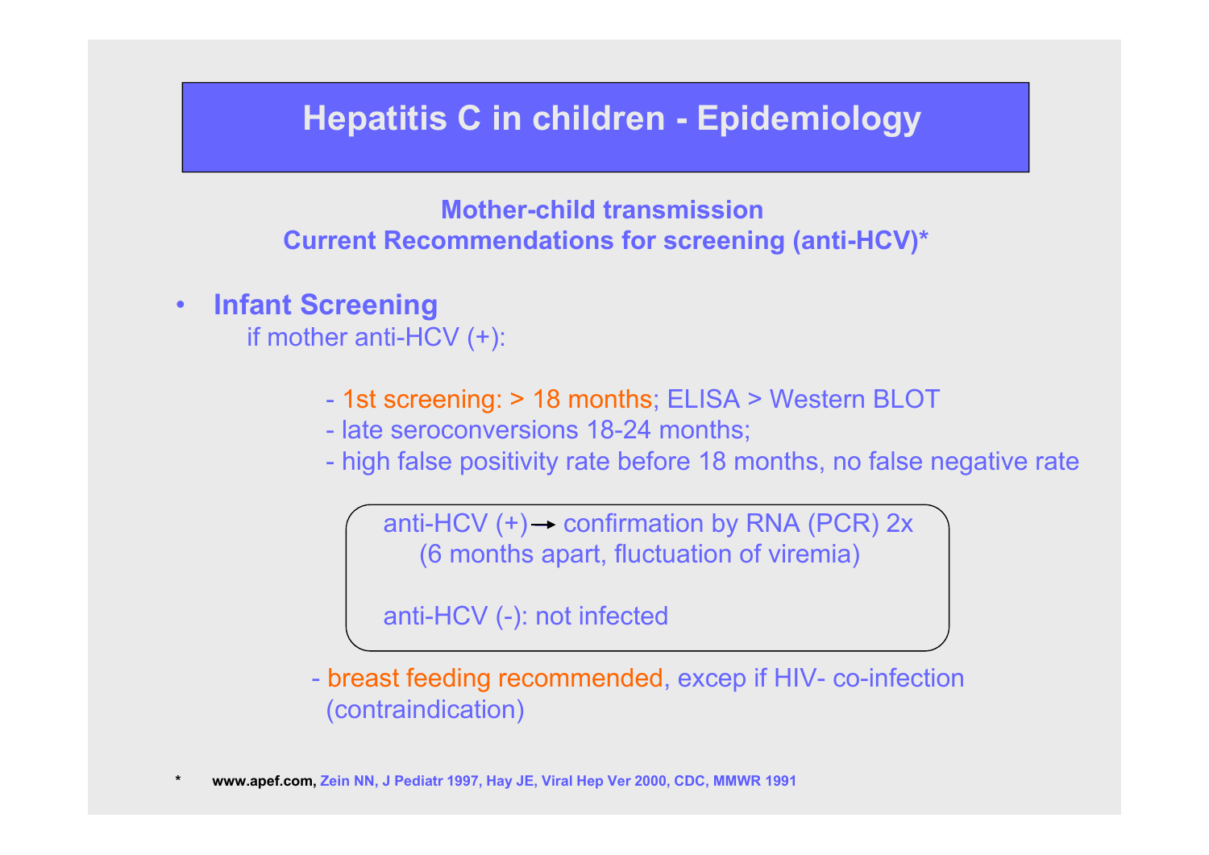# Hepatitis C in children - Epidemiology

**Mother-child transmission**
**Current Recommendations for screening (anti-HCV)***

- **Infant Screening**
  if mother anti-HCV (+):

  - 1st screening: > 18 months; ELISA > Western BLOT
  - late seroconversions 18-24 months;
  - high false positivity rate before 18 months, no false negative rate

  anti-HCV (+) → confirmation by RNA (PCR) 2x
  (6 months apart, fluctuation of viremia)

  anti-HCV (-): not infected

  - breast feeding recommended, excep if HIV- co-infection (contraindication)

\* **www.apef.com, Zein NN, J Pediatr 1997, Hay JE, Viral Hep Ver 2000, CDC, MMWR 1991**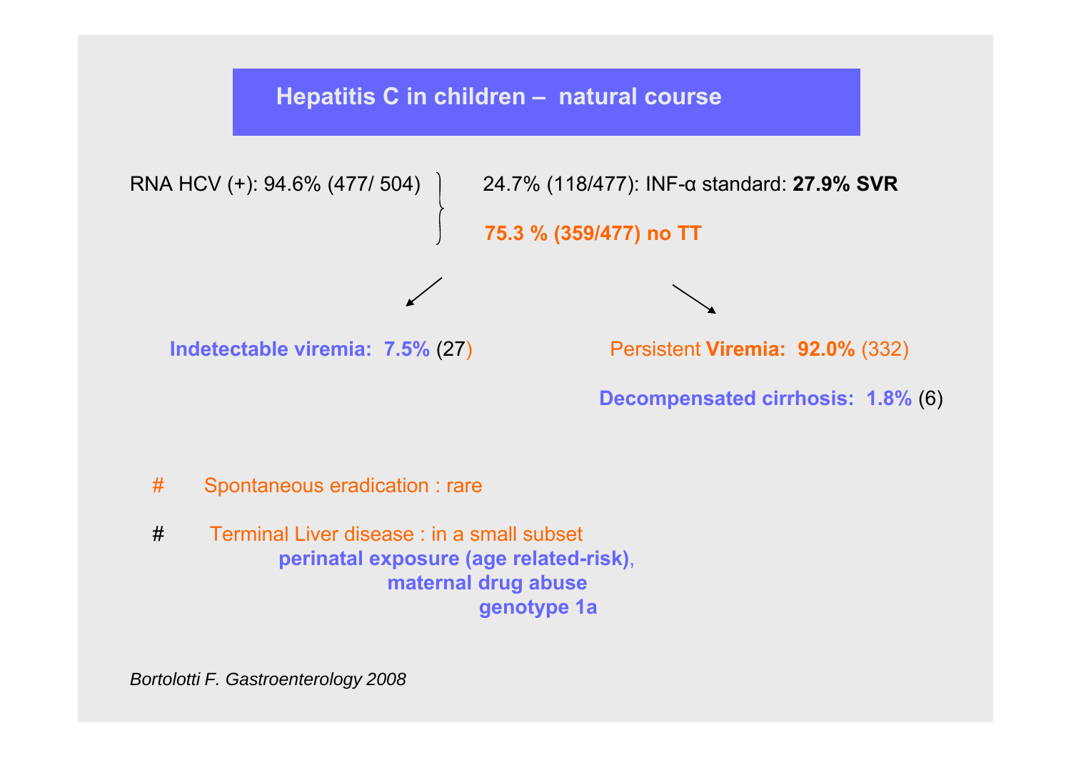# Hepatitis C in children – natural course

RNA HCV (+): 94.6% (477/ 504)

- 24.7% (118/477): INF-α standard: **27.9% SVR**
- **75.3 % (359/477) no TT**

**Indetectable viremia: 7.5%** (27)

Persistent **Viremia: 92.0%** (332)

**Decompensated cirrhosis: 1.8%** (6)

# Spontaneous eradication : rare

# Terminal Liver disease : in a small subset
**perinatal exposure (age related-risk)**,
**maternal drug abuse**
**genotype 1a**

*Bortolotti F. Gastroenterology 2008*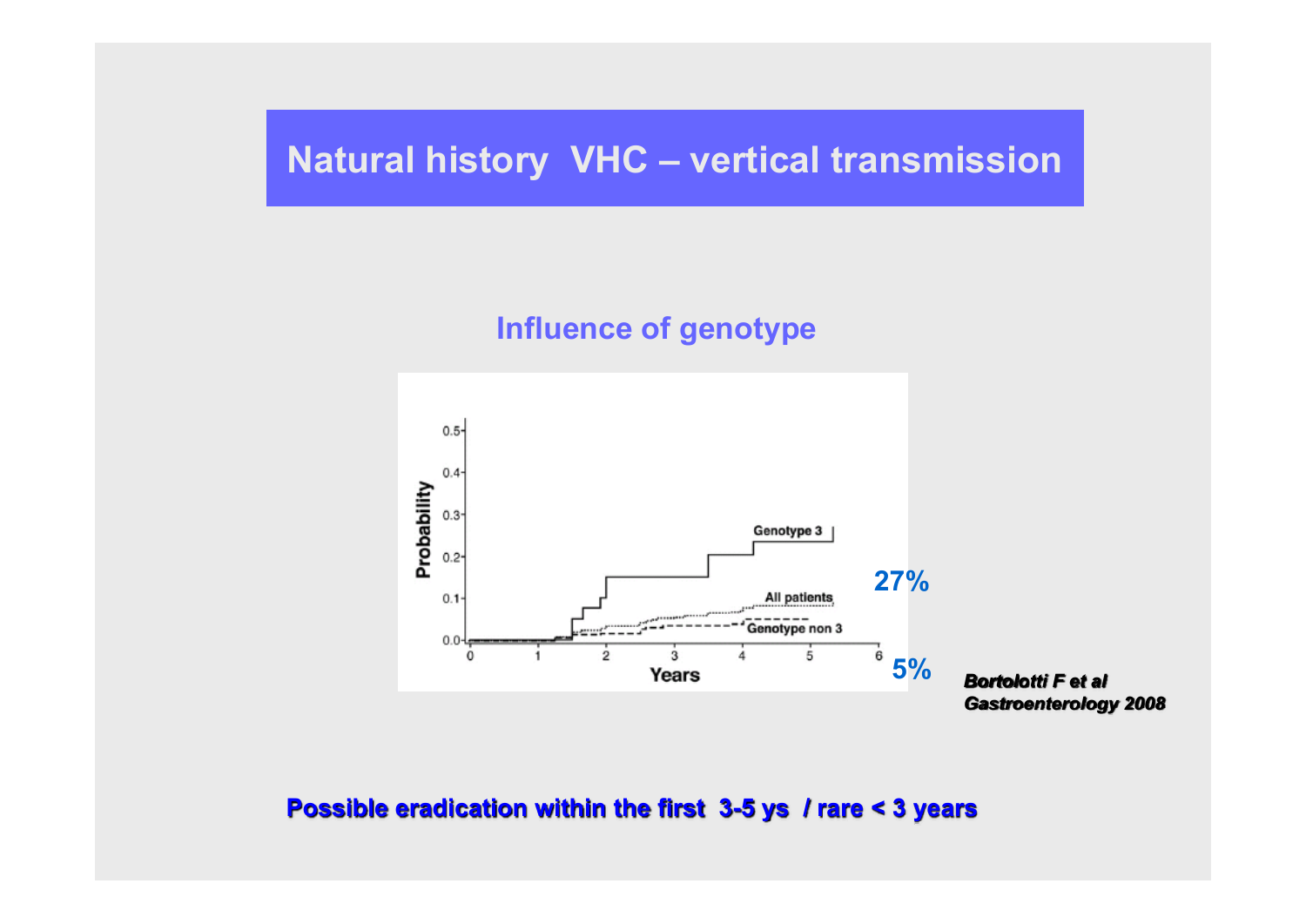# Natural history VHC – vertical transmission

## Influence of genotype

27%

5%

*Bortolotti F et al*
*Gastroenterology 2008*

**Possible eradication within the first 3-5 ys / rare < 3 years**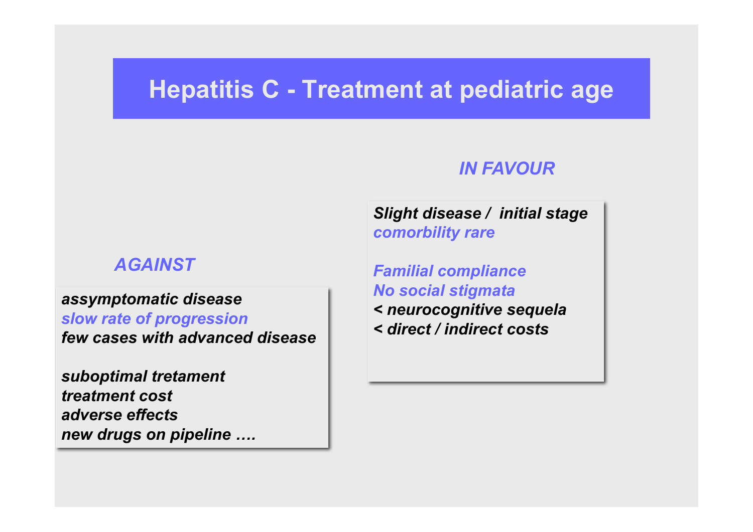# Hepatitis C - Treatment at pediatric age

### *IN FAVOUR*

***Slight disease / initial stage***
***comorbility rare***

***Familial compliance***
***No social stigmata***
***< neurocognitive sequela***
***< direct / indirect costs***

### *AGAINST*

***assymptomatic disease***
***slow rate of progression***
***few cases with advanced disease***

***suboptimal tretament***
***treatment cost***
***adverse effects***
***new drugs on pipeline ….***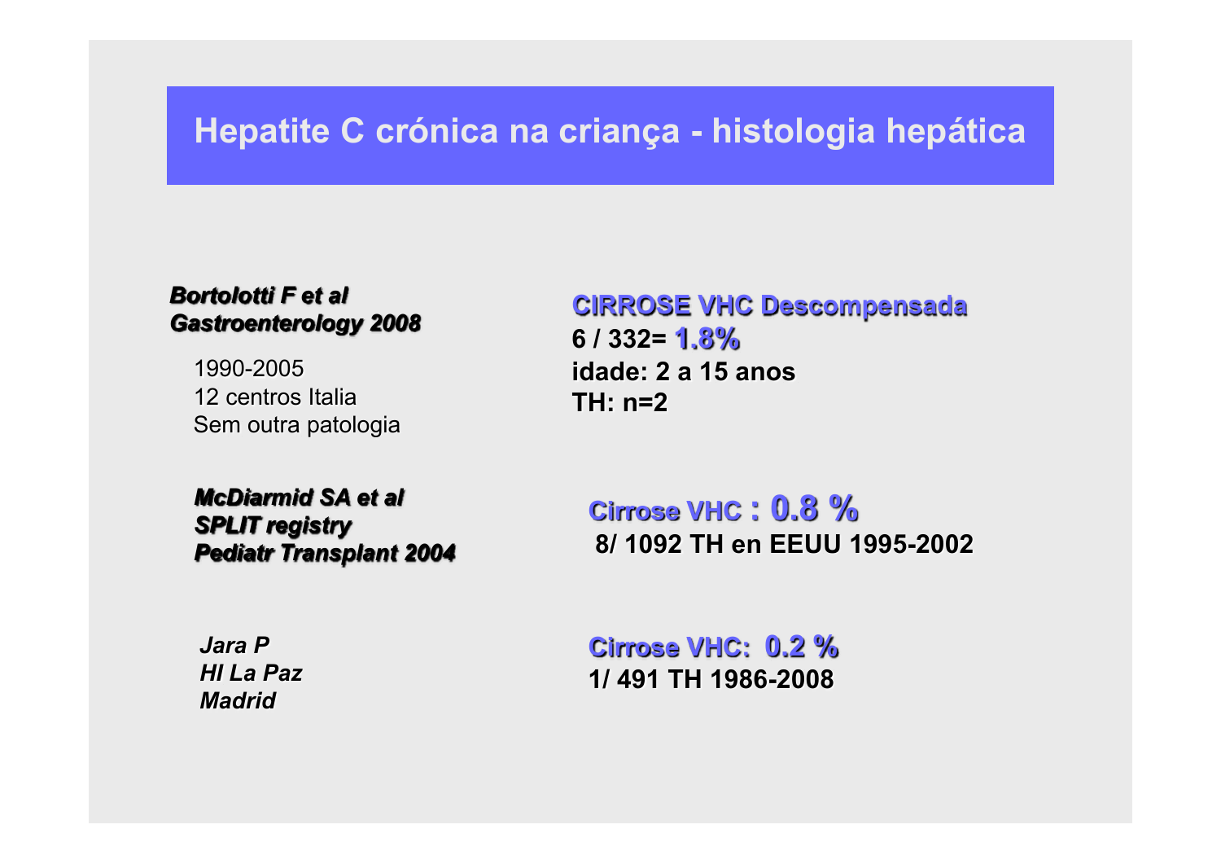# Hepatite C crónica na criança - histologia hepática

***Bortolotti F et al***
***Gastroenterology 2008***

1990-2005
12 centros Italia
Sem outra patologia

**CIRROSE VHC Descompensada**
**6 / 332= 1.8%**
**idade: 2 a 15 anos**
**TH: n=2**

***McDiarmid SA et al***
***SPLIT registry***
***Pediatr Transplant 2004***

**Cirrose VHC : 0.8 %**
**8/ 1092 TH en EEUU 1995-2002**

***Jara P***
***HI La Paz***
***Madrid***

**Cirrose VHC: 0.2 %**
**1/ 491 TH 1986-2008**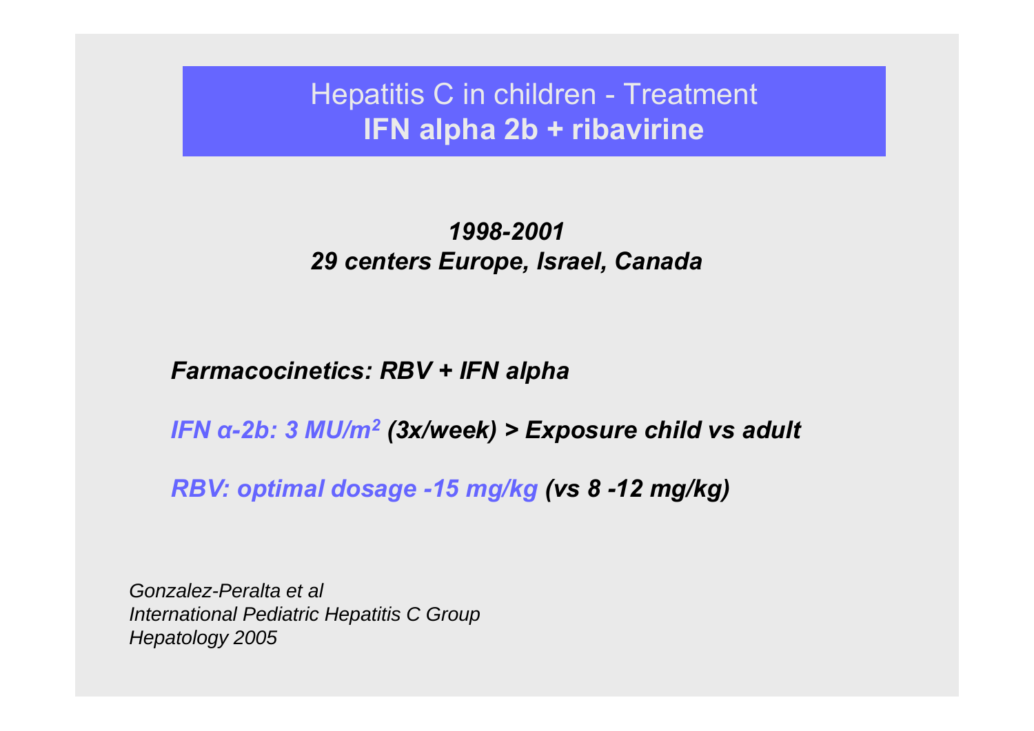# Hepatitis C in children - Treatment
## **IFN alpha 2b + ribavirine**

***1998-2001***
***29 centers Europe, Israel, Canada***

***Farmacocinetics: RBV + IFN alpha***

***IFN α-2b: 3 MU/$m^2$ (3x/week) > Exposure child vs adult***

***RBV: optimal dosage -15 mg/kg (vs 8 -12 mg/kg)***

*Gonzalez-Peralta et al*
*International Pediatric Hepatitis C Group*
*Hepatology 2005*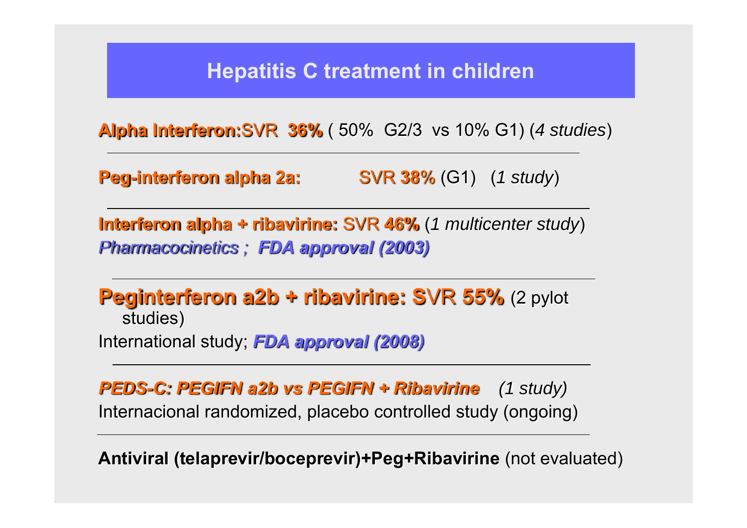# Hepatitis C treatment in children

**Alpha Interferon:**SVR **36%** ( 50% G2/3 vs 10% G1) (*4 studies*)

---

**Peg-interferon alpha 2a:** SVR **38%** (G1) (*1 study*)

---

**Interferon alpha + ribavirine:** SVR **46%** (*1 multicenter study*)
***Pharmacocinetics ; FDA approval (2003)***

---

**Peginterferon a2b + ribavirine: S**VR **55%** (2 pylot studies)
International study; ***FDA approval (2008)***

---

***PEDS-C: PEGIFN a2b vs PEGIFN + Ribavirine*** *(1 study)*
Internacional randomized, placebo controlled study (ongoing)

---

**Antiviral (telaprevir/boceprevir)+Peg+Ribavirine** (not evaluated)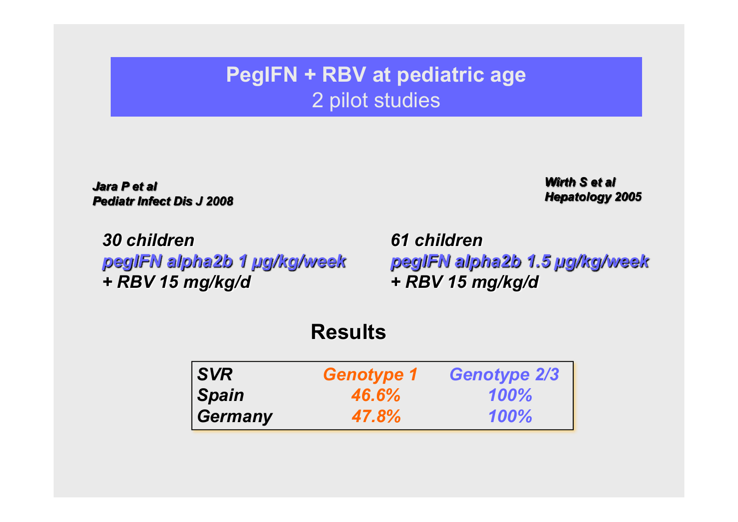# **PegIFN + RBV at pediatric age**
## 2 pilot studies

***Jara P et al***
***Pediatr Infect Dis J 2008***

***30 children***
***pegIFN alpha2b 1 µg/kg/week***
***+ RBV 15 mg/kg/d***

***Wirth S et al***
***Hepatology 2005***

***61 children***
***pegIFN alpha2b 1.5 µg/kg/week***
***+ RBV 15 mg/kg/d***

## **Results**

| ***SVR*** | ***Genotype 1*** | ***Genotype 2/3*** |
|---|---|---|
| ***Spain*** | ***46.6%*** | ***100%*** |
| ***Germany*** | ***47.8%*** | ***100%*** |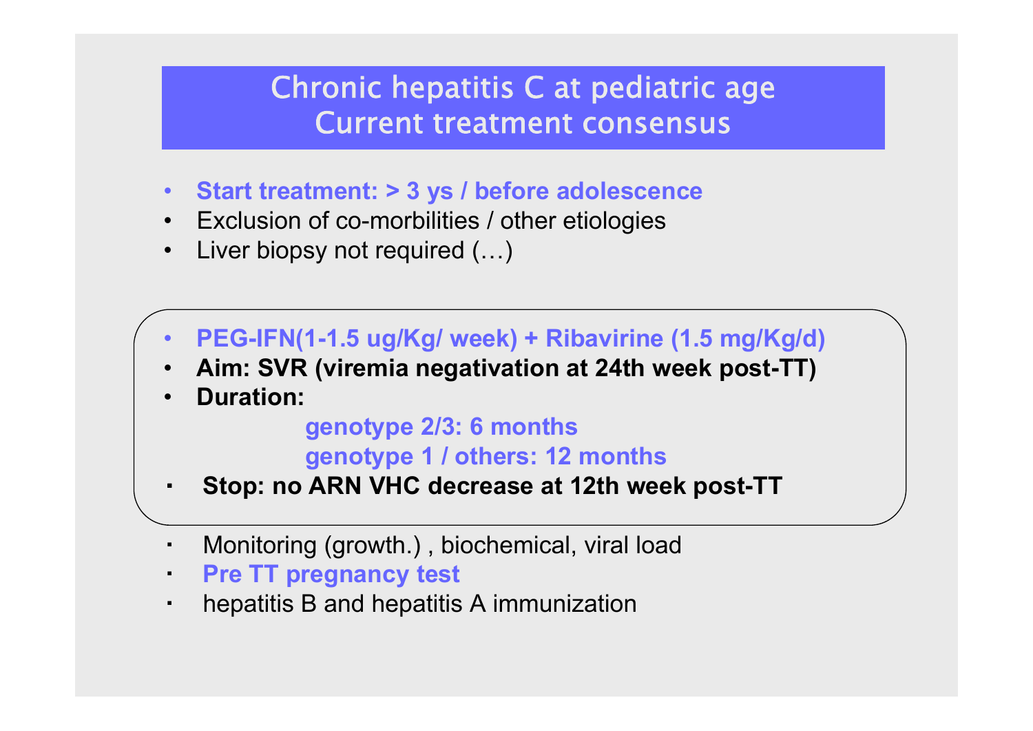# Chronic hepatitis C at pediatric age
## Current treatment consensus

- **Start treatment: > 3 ys / before adolescence**
- Exclusion of co-morbilities / other etiologies
- Liver biopsy not required (…)

- **PEG-IFN(1-1.5 ug/Kg/ week) + Ribavirine (1.5 mg/Kg/d)**
- **Aim: SVR (viremia negativation at 24th week post-TT)**
- **Duration:**
  - **genotype 2/3: 6 months**
  - **genotype 1 / others: 12 months**
- **Stop: no ARN VHC decrease at 12th week post-TT**

- Monitoring (growth.) , biochemical, viral load
- **Pre TT pregnancy test**
- hepatitis B and hepatitis A immunization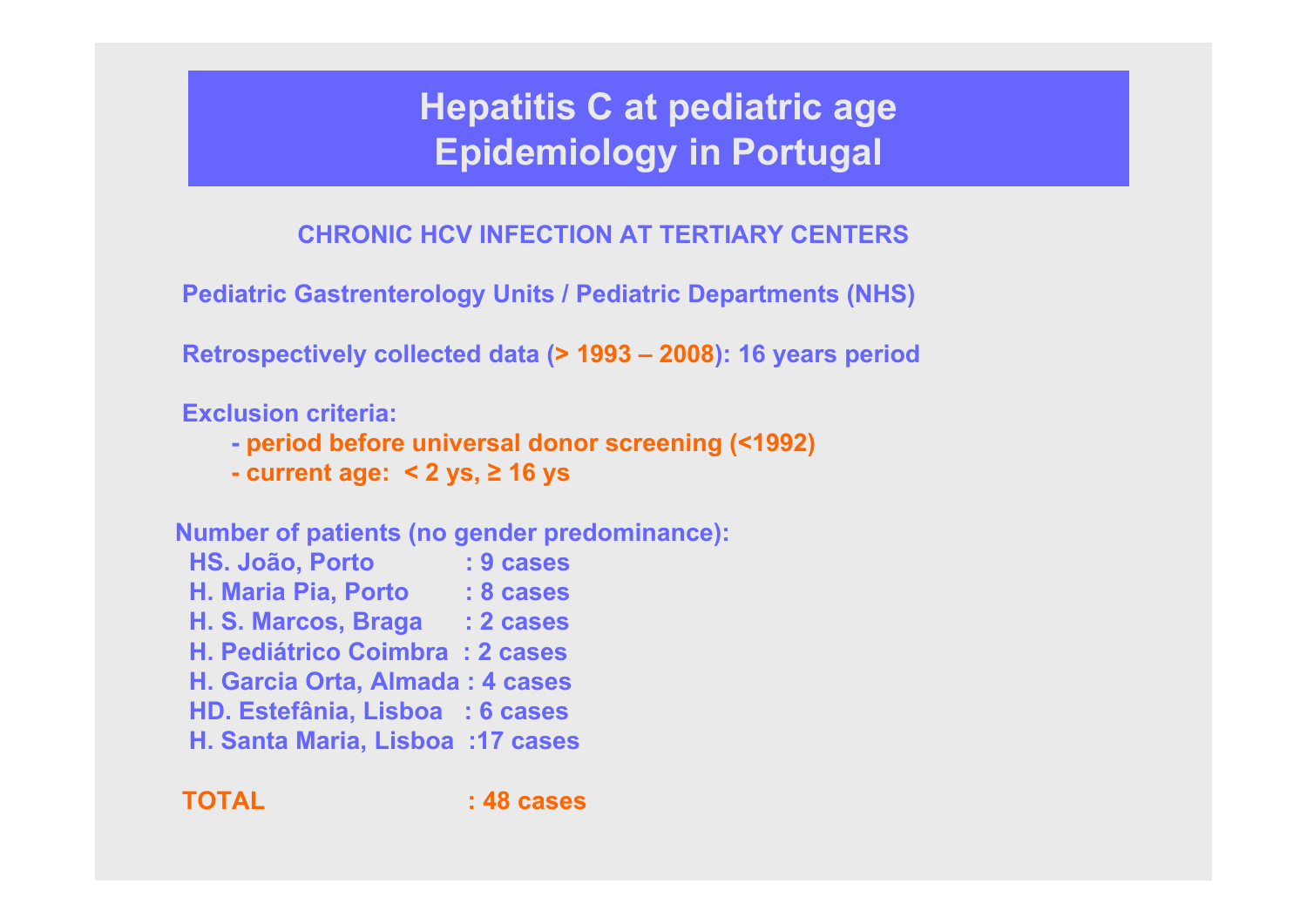# Hepatitis C at pediatric age
# Epidemiology in Portugal

## CHRONIC HCV INFECTION AT TERTIARY CENTERS

**Pediatric Gastrenterology Units / Pediatric Departments (NHS)**

**Retrospectively collected data (> 1993 – 2008): 16 years period**

**Exclusion criteria:**

- **period before universal donor screening (<1992)**
- **current age: < 2 ys, ≥ 16 ys**

**Number of patients (no gender predominance):**

| | |
|---|---|
| HS. João, Porto | : 9 cases |
| H. Maria Pia, Porto | : 8 cases |
| H. S. Marcos, Braga | : 2 cases |
| H. Pediátrico Coimbra | : 2 cases |
| H. Garcia Orta, Almada | : 4 cases |
| HD. Estefânia, Lisboa | : 6 cases |
| H. Santa Maria, Lisboa | :17 cases |
| **TOTAL** | **: 48 cases** |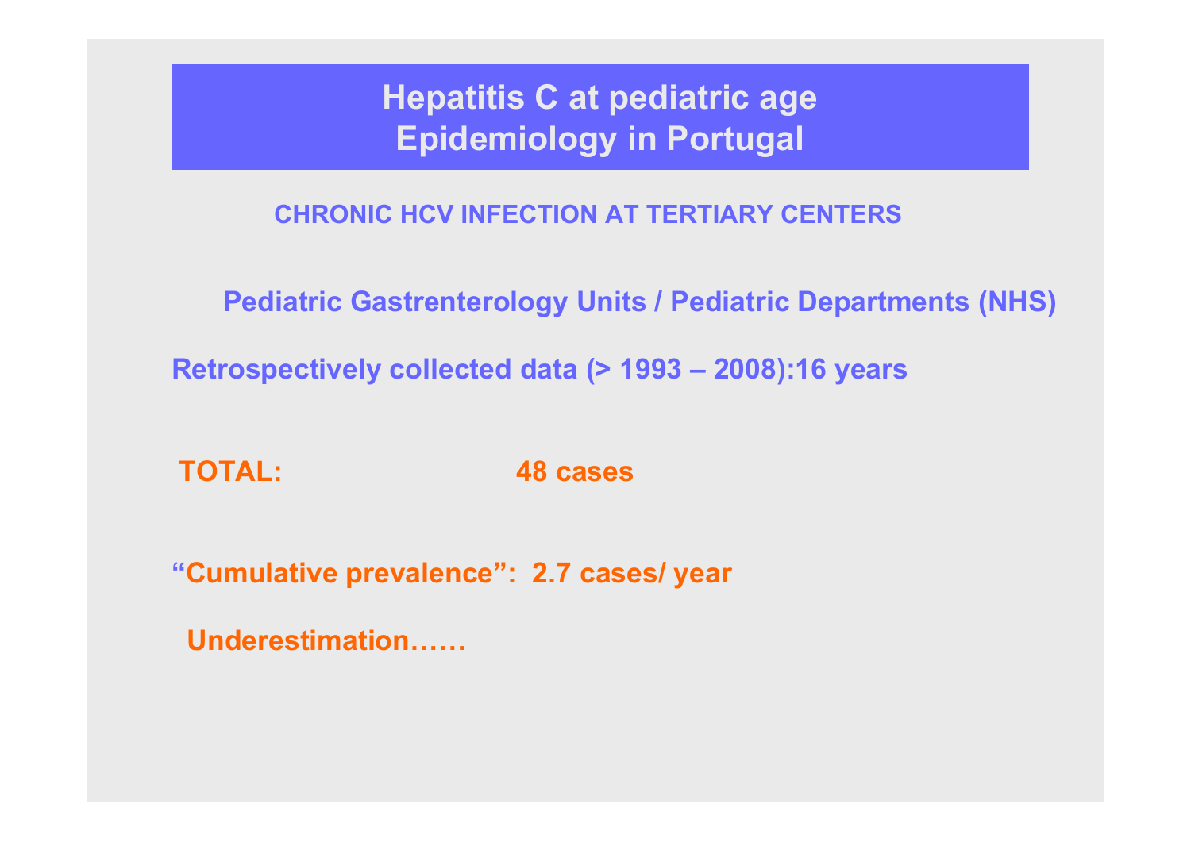# Hepatitis C at pediatric age
# Epidemiology in Portugal

**CHRONIC HCV INFECTION AT TERTIARY CENTERS**

**Pediatric Gastrenterology Units / Pediatric Departments (NHS)**

**Retrospectively collected data (> 1993 – 2008):16 years**

**TOTAL: 48 cases**

**"Cumulative prevalence": 2.7 cases/ year**

**Underestimation……**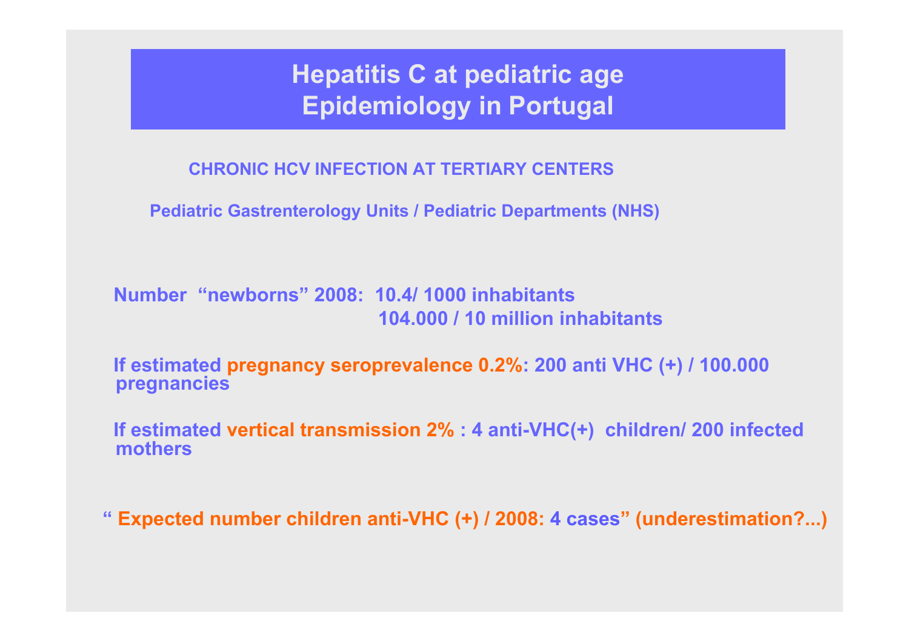# Hepatitis C at pediatric age
# Epidemiology in Portugal

**CHRONIC HCV INFECTION AT TERTIARY CENTERS**

**Pediatric Gastrenterology Units / Pediatric Departments (NHS)**

**Number "newborns" 2008: 10.4/ 1000 inhabitants**
**104.000 / 10 million inhabitants**

**If estimated pregnancy seroprevalence 0.2%: 200 anti VHC (+) / 100.000 pregnancies**

**If estimated vertical transmission 2% : 4 anti-VHC(+) children/ 200 infected mothers**

**" Expected number children anti-VHC (+) / 2008: 4 cases" (underestimation?...)**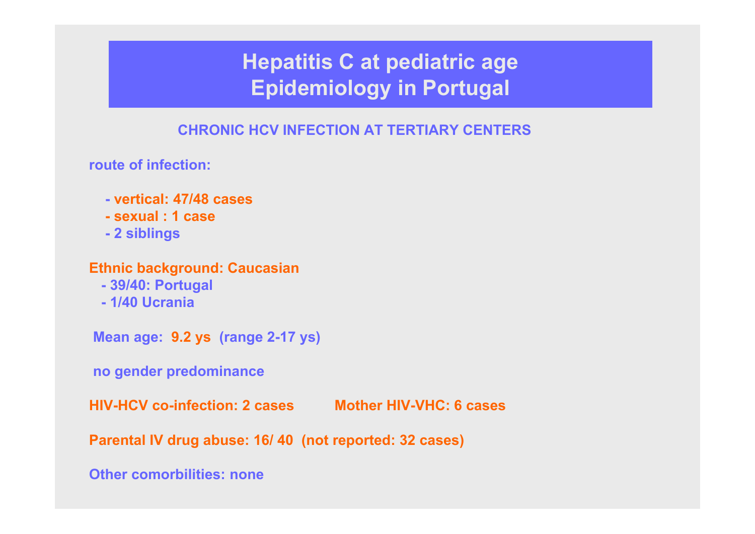# Hepatitis C at pediatric age
# Epidemiology in Portugal

## CHRONIC HCV INFECTION AT TERTIARY CENTERS

**route of infection:**

- **vertical: 47/48 cases**
- **sexual : 1 case**
- **2 siblings**

**Ethnic background: Caucasian**

- **39/40: Portugal**
- **1/40 Ucrania**

**Mean age: 9.2 ys (range 2-17 ys)**

**no gender predominance**

**HIV-HCV co-infection: 2 cases** **Mother HIV-VHC: 6 cases**

**Parental IV drug abuse: 16/ 40 (not reported: 32 cases)**

**Other comorbilities: none**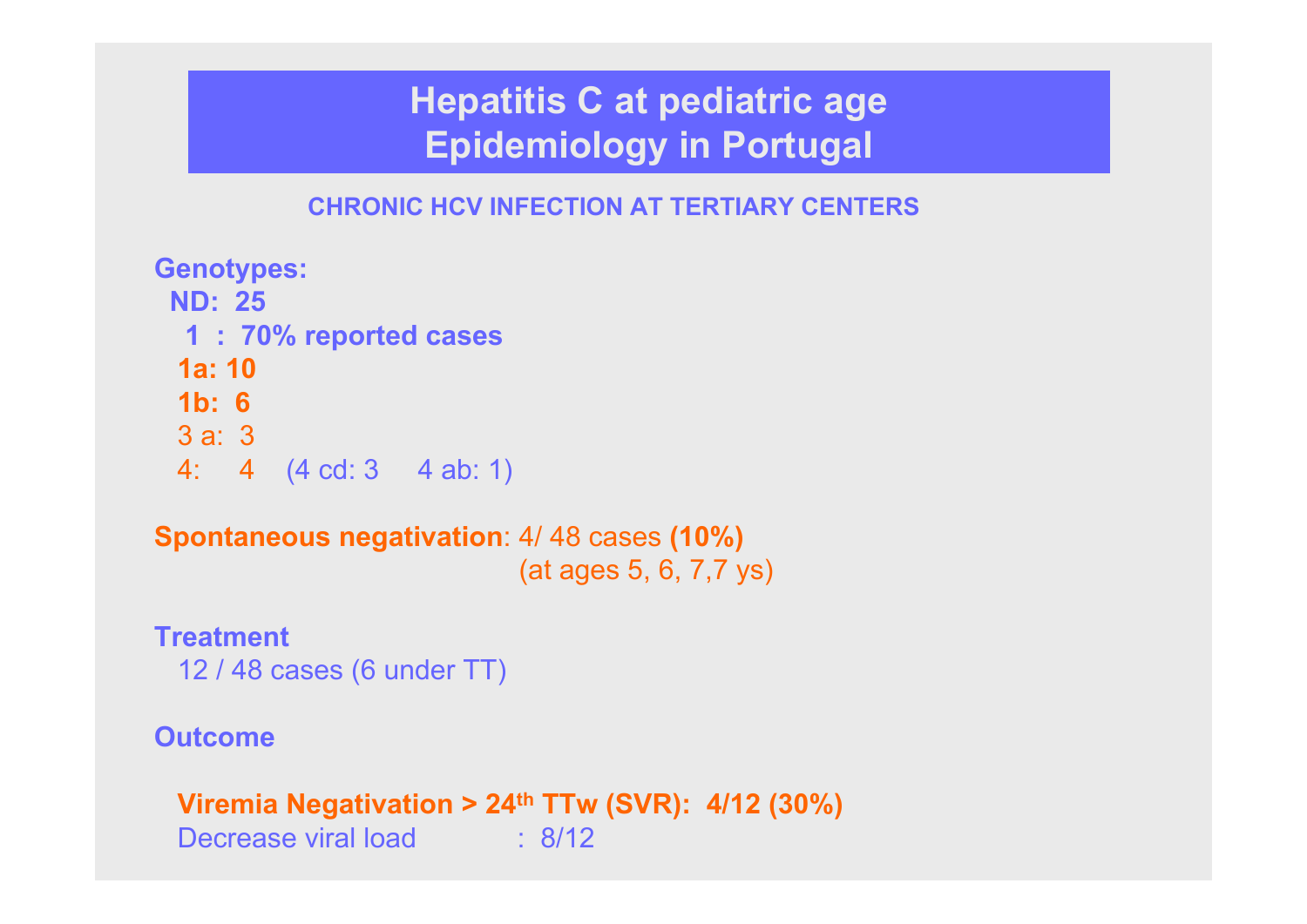# Hepatitis C at pediatric age
# Epidemiology in Portugal

### CHRONIC HCV INFECTION AT TERTIARY CENTERS

**Genotypes:**

**ND: 25**

**1 : 70% reported cases**

**1a: 10**

**1b: 6**

3 a: 3

4: 4 (4 cd: 3 4 ab: 1)

**Spontaneous negativation**: 4/ 48 cases **(10%)**
(at ages 5, 6, 7,7 ys)

**Treatment**

12 / 48 cases (6 under TT)

**Outcome**

**Viremia Negativation > $24^{th}$ TTw (SVR): 4/12 (30%)**

Decrease viral load : 8/12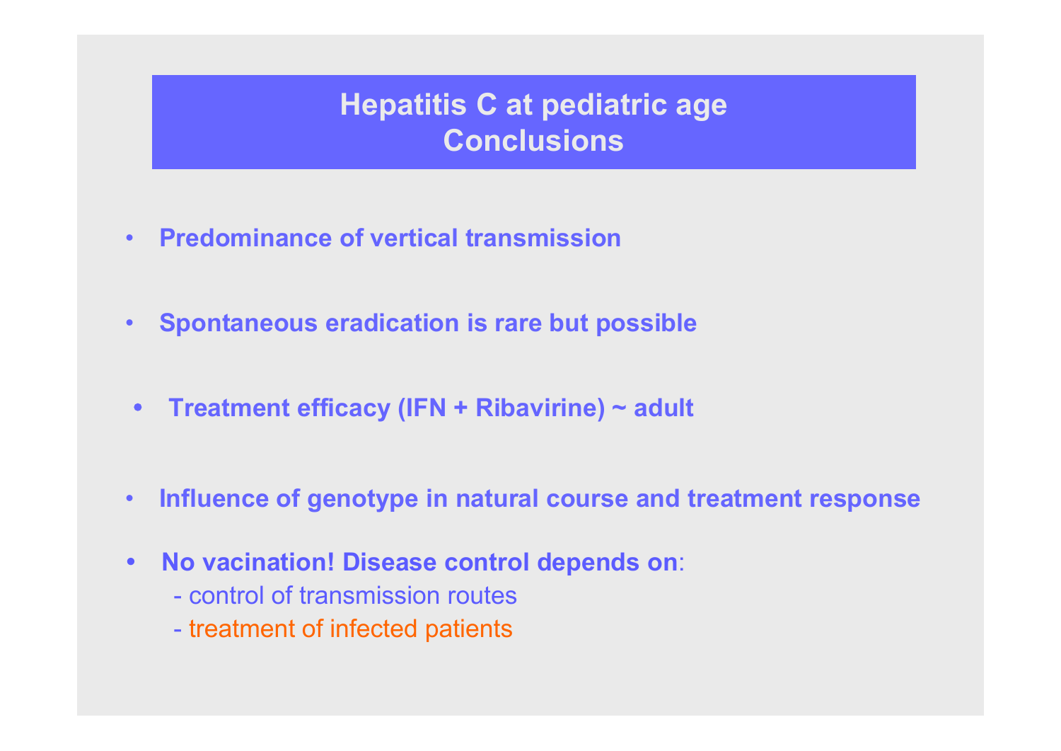# Hepatitis C at pediatric age
# Conclusions

- **Predominance of vertical transmission**
- **Spontaneous eradication is rare but possible**
- **Treatment efficacy (IFN + Ribavirine) ~ adult**
- **Influence of genotype in natural course and treatment response**
- **No vacination! Disease control depends on**:
  - control of transmission routes
  - treatment of infected patients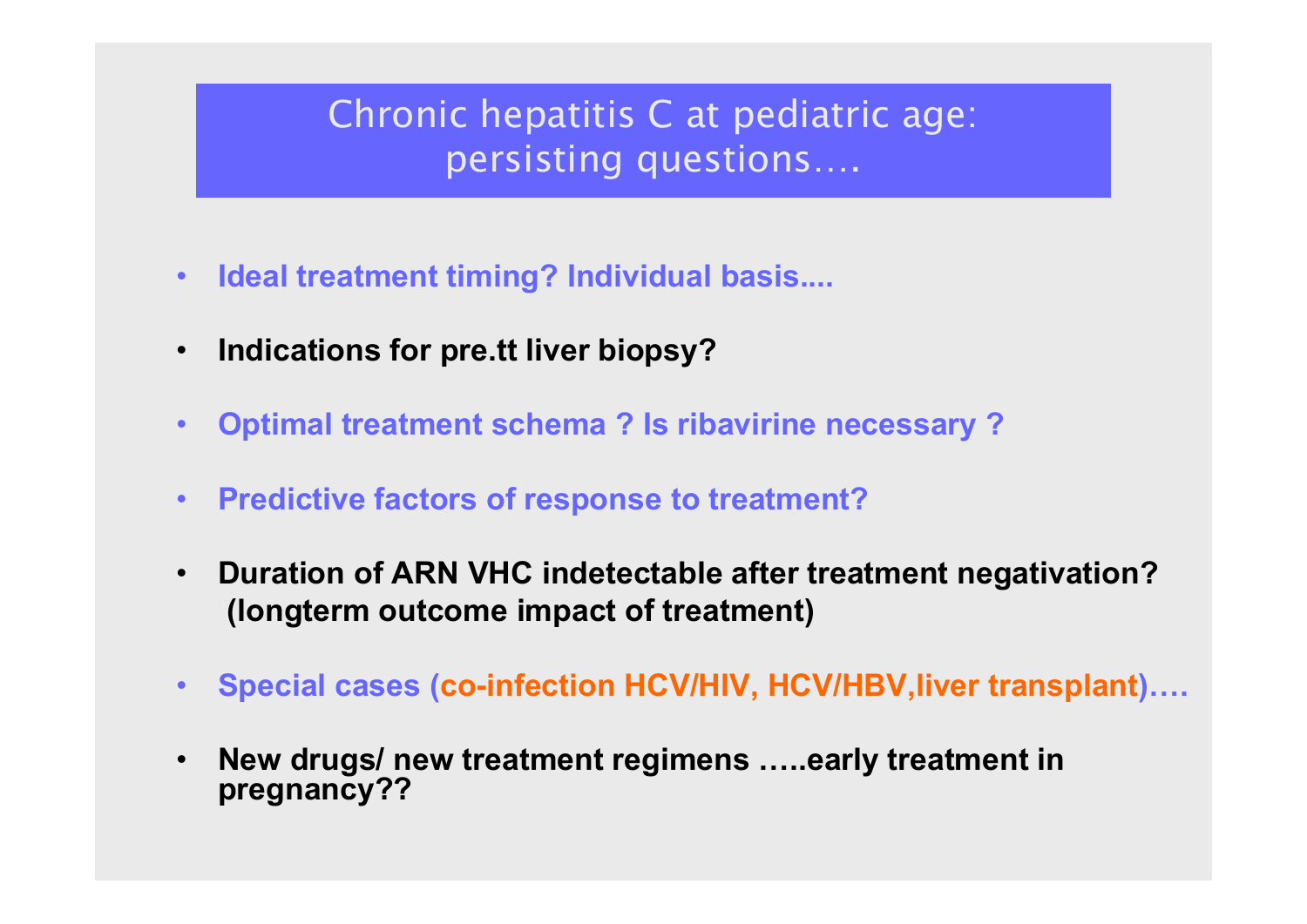# Chronic hepatitis C at pediatric age: persisting questions….

- **Ideal treatment timing? Individual basis....**
- **Indications for pre.tt liver biopsy?**
- **Optimal treatment schema ? Is ribavirine necessary ?**
- **Predictive factors of response to treatment?**
- **Duration of ARN VHC indetectable after treatment negativation? (longterm outcome impact of treatment)**
- **Special cases (co-infection HCV/HIV, HCV/HBV,liver transplant)….**
- **New drugs/ new treatment regimens …..early treatment in pregnancy??**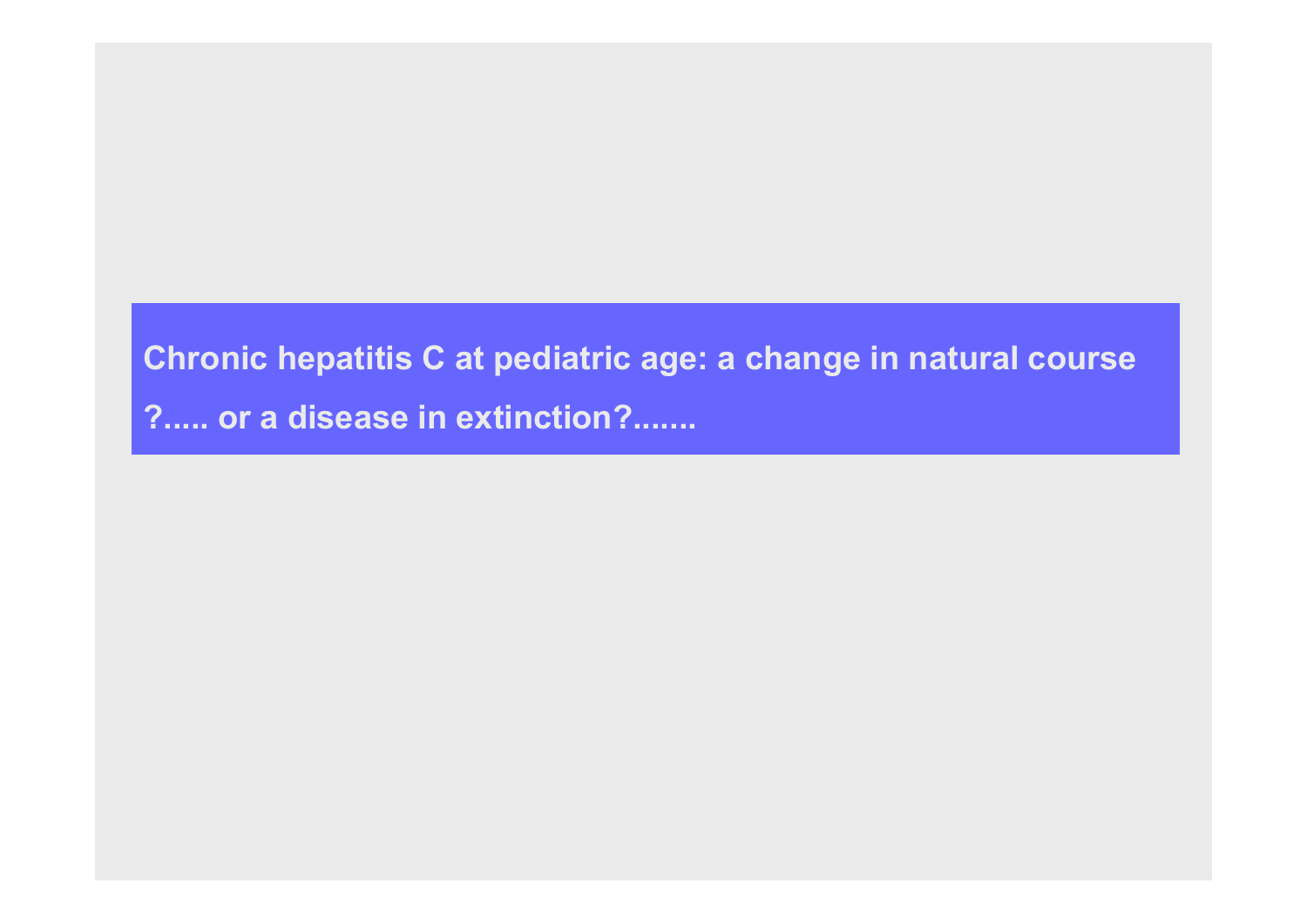**Chronic hepatitis C at pediatric age: a change in natural course ?..... or a disease in extinction?.......**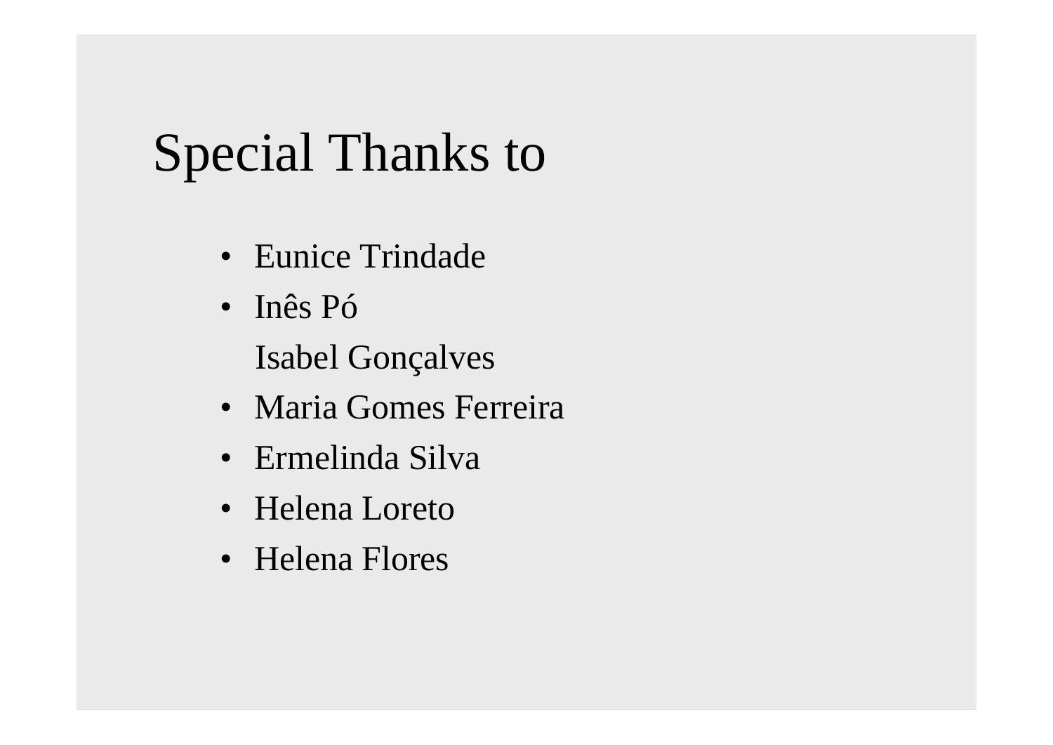# Special Thanks to

- Eunice Trindade
- Inês Pó
  Isabel Gonçalves
- Maria Gomes Ferreira
- Ermelinda Silva
- Helena Loreto
- Helena Flores